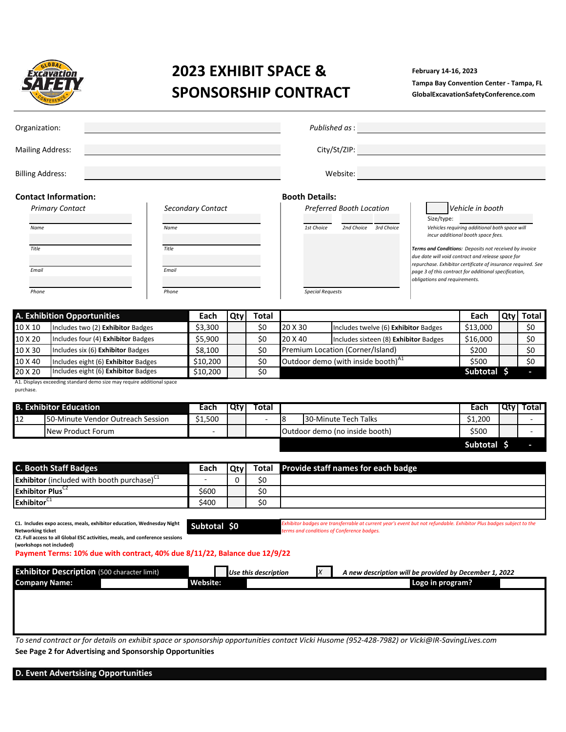# 2023 EXHIBIT SPACE & SPONSORSHIP CONTRACT

**February 14-16, 2023**
**Tampa Bay Convention Center - Tampa, FL**
**GlobalExcavationSafetyConference.com**

Organization: 

*Published as* :

Mailing Address:

City/St/ZIP:

Billing Address:

Website:

**Contact Information:**

*Primary Contact*

*Name*

*Title*

*Email*

*Phone*

*Secondary Contact*

*Name*

*Title*

*Email*

*Phone*

**Booth Details:**

*Preferred Booth Location*

*1st Choice* | *2nd Choice* | *3rd Choice*

*Special Requests*

*Vehicle in booth*

Size/type:

*Vehicles requiring additional both space will incur additional booth space fees.*

***Terms and Conditions:*** *Deposits not received by invoice due date will void contract and release space for repurchase. Exhibitor certificate of insurance required. See page 3 of this contract for additional specification, obligations and requirements.*

| A. Exhibition Opportunities | | Each | Qty | Total | | | Each | Qty | Total |
|---|---|---|---|---|---|---|---|---|---|
| 10 X 10 | Includes two (2) **Exhibitor** Badges | $3,300 | | $0 | 20 X 30 | Includes twelve (6) **Exhibitor** Badges | $13,000 | | $0 |
| 10 X 20 | Includes four (4) **Exhibitor** Badges | $5,900 | | $0 | 20 X 40 | Includes sixteen (8) **Exhibitor** Badges | $16,000 | | $0 |
| 10 X 30 | Includes six (6) **Exhibitor** Badges | $8,100 | | $0 | Premium Location (Corner/Island) | | $200 | | $0 |
| 10 X 40 | Includes eight (6) **Exhibitor** Badges | $10,200 | | $0 | Outdoor demo (with inside booth)[A1] | | $500 | | $0 |
| 20 X 20 | Includes eight (6) **Exhibitor** Badges | $10,200 | | $0 | | | **Subtotal** | **$** | **-** |

A1. Displays exceeding standard demo size may require additional space purchase.

| B. Exhibitor Education | | Each | Qty | Total | | | Each | Qty | Total |
|---|---|---|---|---|---|---|---|---|---|
| 12 | 50-Minute Vendor Outreach Session | $1,500 | | - | 8 | 30-Minute Tech Talks | $1,200 | | - |
| | New Product Forum | - | | | Outdoor demo (no inside booth) | | $500 | | - |
| | | | | | | | **Subtotal** | **$** | **-** |

| C. Booth Staff Badges | Each | Qty | Total | Provide staff names for each badge |
|---|---|---|---|---|
| **Exhibitor** (included with booth purchase)[C1] | - | 0 | $0 | |
| **Exhibitor Plus**[C2] | $600 | | $0 | |
| **Exhibitor**[C1] | $400 | | $0 | |
| | **Subtotal** | **$0** | | |

**C1. Includes expo access, meals, exhibitor education, Wednesday Night Networking ticket**
**C2. Full access to all Global ESC activities, meals, and conference sessions (workshops not included)**

*Exhibitor badges are transferrable at current year's event but not refundable. Exhibitor Plus badges subject to the terms and conditions of Conference badges.*

**Payment Terms: 10% due with contract, 40% due 8/11/22, Balance due 12/9/22**

**Exhibitor Description** (500 character limit) — [ ] *Use this description* — [X] ***A new description will be provided by December 1, 2022***

**Company Name:** | **Website:** | **Logo in program?**

*To send contract or for details on exhibit space or sponsorship opportunities contact Vicki Husome (952-428-7982) or Vicki@IR-SavingLives.com*

**See Page 2 for Advertising and Sponsorship Opportunities**

## D. Event Advertsising Opportunities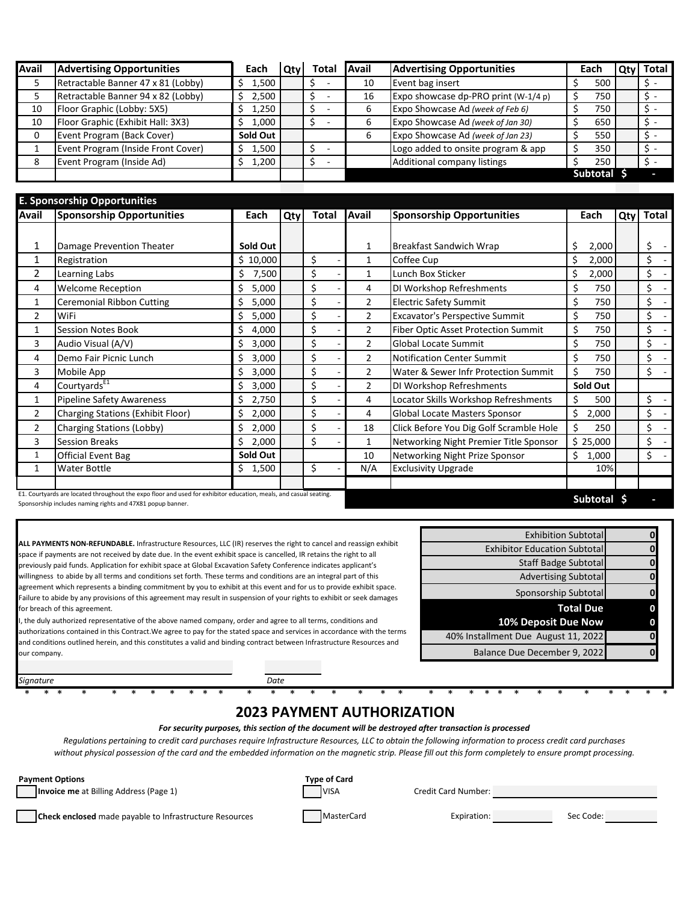| Avail | Advertising Opportunities | Each | Qty | Total | Avail | Advertising Opportunities | Each | Qty | Total |
|---|---|---|---|---|---|---|---|---|---|
| 5 | Retractable Banner 47 x 81 (Lobby) | $ 1,500 | | $ - | 10 | Event bag insert | $ 500 | | $ - |
| 5 | Retractable Banner 94 x 82 (Lobby) | $ 2,500 | | $ - | 16 | Expo showcase dp-PRO print (W-1/4 p) | $ 750 | | $ - |
| 10 | Floor Graphic (Lobby: 5X5) | $ 1,250 | | $ - | 6 | Expo Showcase Ad *(week of Feb 6)* | $ 750 | | $ - |
| 10 | Floor Graphic (Exhibit Hall: 3X3) | $ 1,000 | | $ - | 6 | Expo Showcase Ad *(week of Jan 30)* | $ 650 | | $ - |
| 0 | Event Program (Back Cover) | Sold Out | | | 6 | Expo Showcase Ad *(week of Jan 23)* | $ 550 | | $ - |
| 1 | Event Program (Inside Front Cover) | $ 1,500 | | $ - | | Logo added to onsite program & app | $ 350 | | $ - |
| 8 | Event Program (Inside Ad) | $ 1,200 | | $ - | | Additional company listings | $ 250 | | $ - |
| | | | | | | | **Subtotal $** | | **-** |

**E. Sponsorship Opportunities**

| Avail | Sponsorship Opportunities | Each | Qty | Total | Avail | Sponsorship Opportunities | Each | Qty | Total |
|---|---|---|---|---|---|---|---|---|---|
| 1 | Damage Prevention Theater | Sold Out | | | 1 | Breakfast Sandwich Wrap | $ 2,000 | | $ - |
| 1 | Registration | $ 10,000 | | $ - | 1 | Coffee Cup | $ 2,000 | | $ - |
| 2 | Learning Labs | $ 7,500 | | $ - | 1 | Lunch Box Sticker | $ 2,000 | | $ - |
| 4 | Welcome Reception | $ 5,000 | | $ - | 4 | DI Workshop Refreshments | $ 750 | | $ - |
| 1 | Ceremonial Ribbon Cutting | $ 5,000 | | $ - | 2 | Electric Safety Summit | $ 750 | | $ - |
| 2 | WiFi | $ 5,000 | | $ - | 2 | Excavator's Perspective Summit | $ 750 | | $ - |
| 1 | Session Notes Book | $ 4,000 | | $ - | 2 | Fiber Optic Asset Protection Summit | $ 750 | | $ - |
| 3 | Audio Visual (A/V) | $ 3,000 | | $ - | 2 | Global Locate Summit | $ 750 | | $ - |
| 4 | Demo Fair Picnic Lunch | $ 3,000 | | $ - | 2 | Notification Center Summit | $ 750 | | $ - |
| 3 | Mobile App | $ 3,000 | | $ - | 2 | Water & Sewer Infr Protection Summit | $ 750 | | $ - |
| 4 | Courtyards[E1] | $ 3,000 | | $ - | 2 | DI Workshop Refreshments | Sold Out | | |
| 1 | Pipeline Safety Awareness | $ 2,750 | | $ - | 4 | Locator Skills Workshop Refreshments | $ 500 | | $ - |
| 2 | Charging Stations (Exhibit Floor) | $ 2,000 | | $ - | 4 | Global Locate Masters Sponsor | $ 2,000 | | $ - |
| 2 | Charging Stations (Lobby) | $ 2,000 | | $ - | 18 | Click Before You Dig Golf Scramble Hole | $ 250 | | $ - |
| 3 | Session Breaks | $ 2,000 | | $ - | 1 | Networking Night Premier Title Sponsor | $ 25,000 | | $ - |
| 1 | Official Event Bag | Sold Out | | | 10 | Networking Night Prize Sponsor | $ 1,000 | | $ - |
| 1 | Water Bottle | $ 1,500 | | $ - | N/A | Exclusivity Upgrade | 10% | | |
| | | | | | | | **Subtotal $** | | **-** |

E1. Courtyards are located throughout the expo floor and used for exhibitor education, meals, and casual seating. Sponsorship includes naming rights and 47X81 popup banner.

**ALL PAYMENTS NON-REFUNDABLE.** Infrastructure Resources, LLC (IR) reserves the right to cancel and reassign exhibit space if payments are not received by date due. In the event exhibit space is cancelled, IR retains the right to all previously paid funds. Application for exhibit space at Global Excavation Safety Conference indicates applicant's willingness to abide by all terms and conditions set forth. These terms and conditions are an integral part of this agreement which represents a binding commitment by you to exhibit at this event and for us to provide exhibit space. Failure to abide by any provisions of this agreement may result in suspension of your rights to exhibit or seek damages for breach of this agreement.

I, the duly authorized representative of the above named company, order and agree to all terms, conditions and authorizations contained in this Contract.We agree to pay for the stated space and services in accordance with the terms and conditions outlined herein, and this constitutes a valid and binding contract between Infrastructure Resources and our company.

| | |
|---|---|
| Exhibition Subtotal | 0 |
| Exhibitor Education Subtotal | 0 |
| Staff Badge Subtotal | 0 |
| Advertising Subtotal | 0 |
| Sponsorship Subtotal | 0 |
| **Total Due** | **0** |
| **10% Deposit Due Now** | **0** |
| 40% Installment Due August 11, 2022 | 0 |
| Balance Due December 9, 2022 | 0 |

*Signature* ______________________ *Date* ____________

## 2023 PAYMENT AUTHORIZATION

***For security purposes, this section of the document will be destroyed after transaction is processed***

*Regulations pertaining to credit card purchases require Infrastructure Resources, LLC to obtain the following information to process credit card purchases without physical possession of the card and the embedded information on the magnetic strip. Please fill out this form completely to ensure prompt processing.*

**Payment Options**

- [ ] **Invoice me** at Billing Address (Page 1)
- [ ] **Check enclosed** made payable to Infrastructure Resources

**Type of Card**

- [ ] VISA
- [ ] MasterCard

Credit Card Number: ______________________

Expiration: __________ Sec Code: __________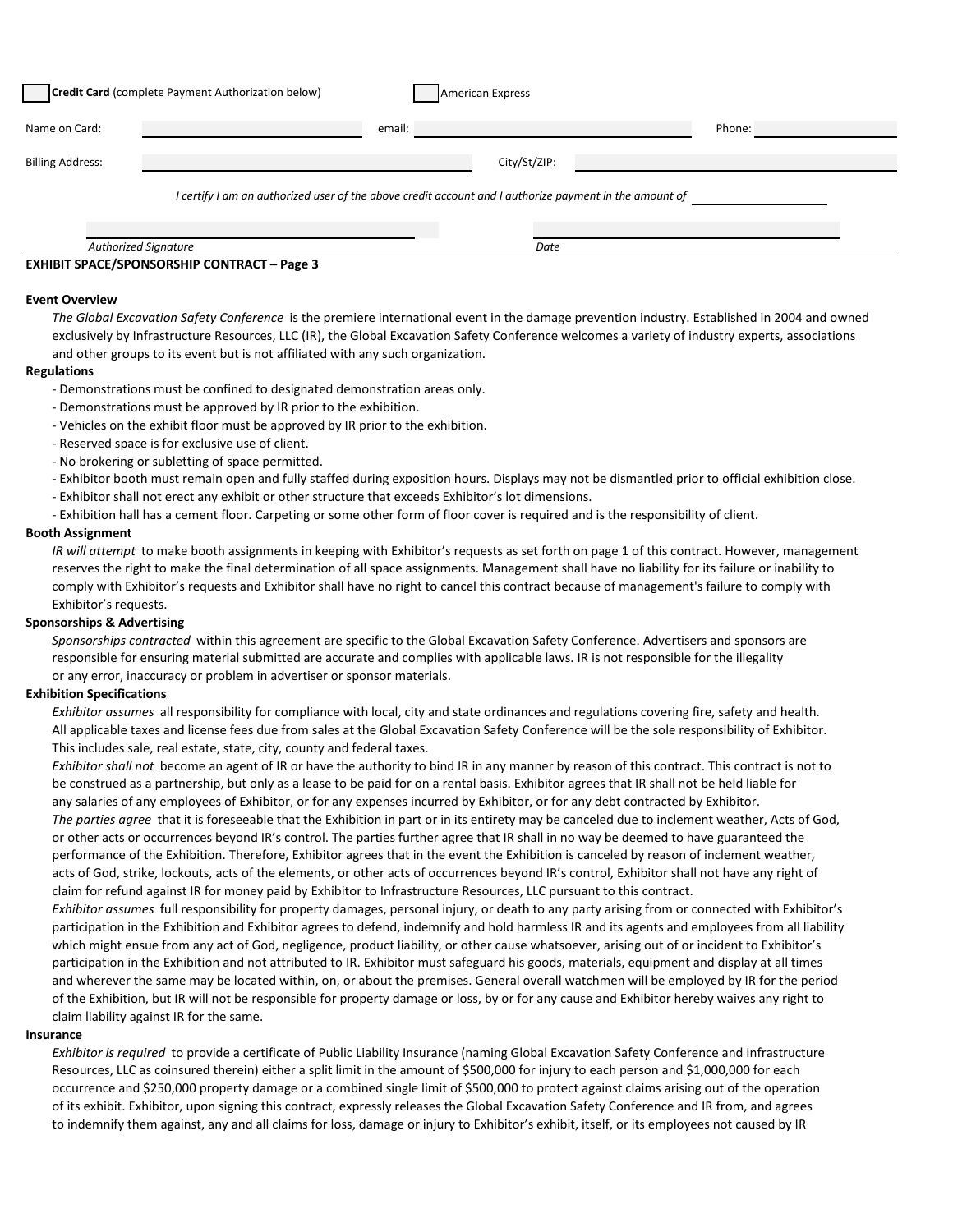☐ **Credit Card** (complete Payment Authorization below) ☐ American Express

Name on Card: ____________________ email: ____________________ Phone: ____________________

Billing Address: ____________________ City/St/ZIP: ____________________

*I certify I am an authorized user of the above credit account and I authorize payment in the amount of* ____________________

____________________ ____________________

*Authorized Signature* *Date*

**EXHIBIT SPACE/SPONSORSHIP CONTRACT – Page 3**

**Event Overview**

*The Global Excavation Safety Conference* is the premiere international event in the damage prevention industry. Established in 2004 and owned exclusively by Infrastructure Resources, LLC (IR), the Global Excavation Safety Conference welcomes a variety of industry experts, associations and other groups to its event but is not affiliated with any such organization.

**Regulations**

- Demonstrations must be confined to designated demonstration areas only.
- Demonstrations must be approved by IR prior to the exhibition.
- Vehicles on the exhibit floor must be approved by IR prior to the exhibition.
- Reserved space is for exclusive use of client.
- No brokering or subletting of space permitted.
- Exhibitor booth must remain open and fully staffed during exposition hours. Displays may not be dismantled prior to official exhibition close.
- Exhibitor shall not erect any exhibit or other structure that exceeds Exhibitor's lot dimensions.
- Exhibition hall has a cement floor. Carpeting or some other form of floor cover is required and is the responsibility of client.

**Booth Assignment**

*IR will attempt* to make booth assignments in keeping with Exhibitor's requests as set forth on page 1 of this contract. However, management reserves the right to make the final determination of all space assignments. Management shall have no liability for its failure or inability to comply with Exhibitor's requests and Exhibitor shall have no right to cancel this contract because of management's failure to comply with Exhibitor's requests.

**Sponsorships & Advertising**

*Sponsorships contracted* within this agreement are specific to the Global Excavation Safety Conference. Advertisers and sponsors are responsible for ensuring material submitted are accurate and complies with applicable laws. IR is not responsible for the illegality or any error, inaccuracy or problem in advertiser or sponsor materials.

**Exhibition Specifications**

*Exhibitor assumes* all responsibility for compliance with local, city and state ordinances and regulations covering fire, safety and health. All applicable taxes and license fees due from sales at the Global Excavation Safety Conference will be the sole responsibility of Exhibitor. This includes sale, real estate, state, city, county and federal taxes.

*Exhibitor shall not* become an agent of IR or have the authority to bind IR in any manner by reason of this contract. This contract is not to be construed as a partnership, but only as a lease to be paid for on a rental basis. Exhibitor agrees that IR shall not be held liable for any salaries of any employees of Exhibitor, or for any expenses incurred by Exhibitor, or for any debt contracted by Exhibitor.

*The parties agree* that it is foreseeable that the Exhibition in part or in its entirety may be canceled due to inclement weather, Acts of God, or other acts or occurrences beyond IR's control. The parties further agree that IR shall in no way be deemed to have guaranteed the performance of the Exhibition. Therefore, Exhibitor agrees that in the event the Exhibition is canceled by reason of inclement weather, acts of God, strike, lockouts, acts of the elements, or other acts of occurrences beyond IR's control, Exhibitor shall not have any right of claim for refund against IR for money paid by Exhibitor to Infrastructure Resources, LLC pursuant to this contract.

*Exhibitor assumes* full responsibility for property damages, personal injury, or death to any party arising from or connected with Exhibitor's participation in the Exhibition and Exhibitor agrees to defend, indemnify and hold harmless IR and its agents and employees from all liability which might ensue from any act of God, negligence, product liability, or other cause whatsoever, arising out of or incident to Exhibitor's participation in the Exhibition and not attributed to IR. Exhibitor must safeguard his goods, materials, equipment and display at all times and wherever the same may be located within, on, or about the premises. General overall watchmen will be employed by IR for the period of the Exhibition, but IR will not be responsible for property damage or loss, by or for any cause and Exhibitor hereby waives any right to claim liability against IR for the same.

**Insurance**

*Exhibitor is required* to provide a certificate of Public Liability Insurance (naming Global Excavation Safety Conference and Infrastructure Resources, LLC as coinsured therein) either a split limit in the amount of $500,000 for injury to each person and $1,000,000 for each occurrence and $250,000 property damage or a combined single limit of $500,000 to protect against claims arising out of the operation of its exhibit. Exhibitor, upon signing this contract, expressly releases the Global Excavation Safety Conference and IR from, and agrees to indemnify them against, any and all claims for loss, damage or injury to Exhibitor's exhibit, itself, or its employees not caused by IR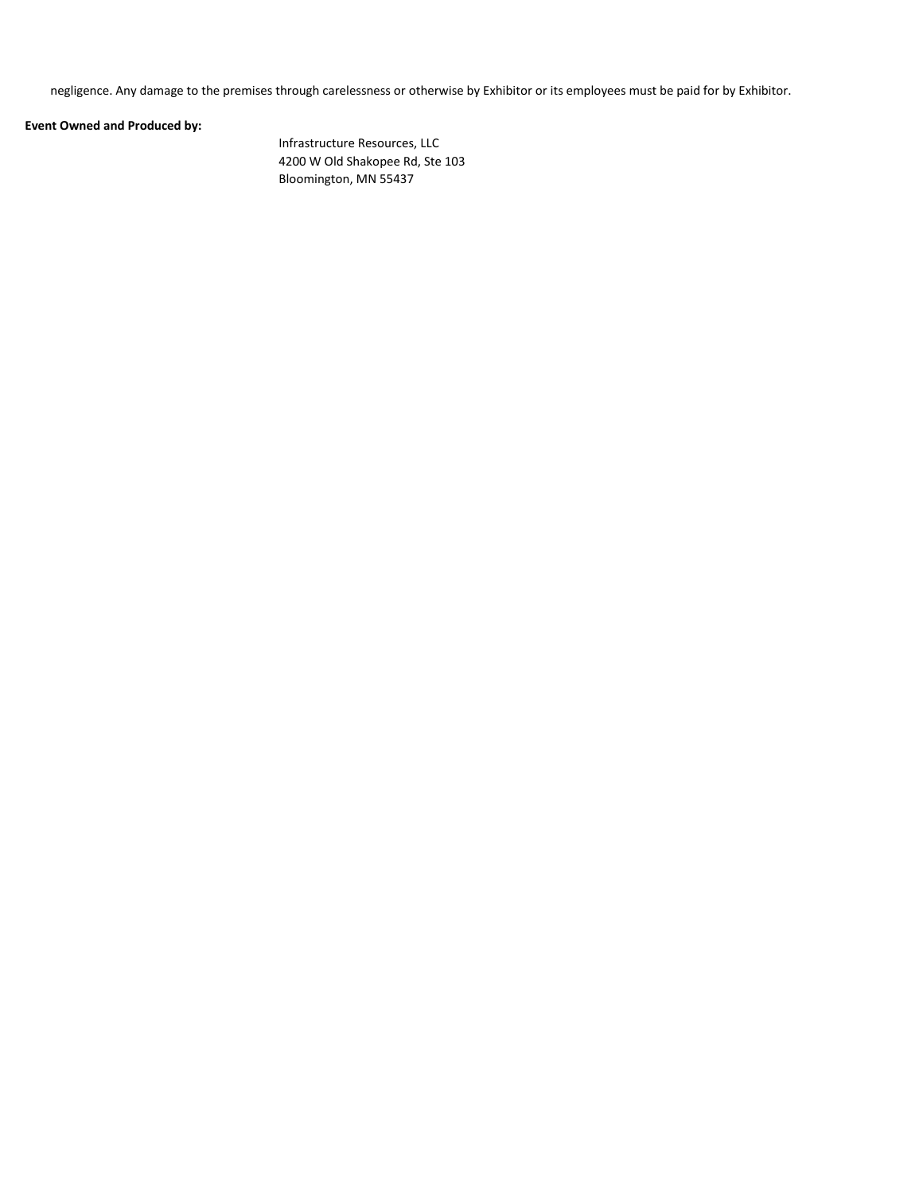negligence. Any damage to the premises through carelessness or otherwise by Exhibitor or its employees must be paid for by Exhibitor.

**Event Owned and Produced by:**

Infrastructure Resources, LLC
4200 W Old Shakopee Rd, Ste 103
Bloomington, MN 55437